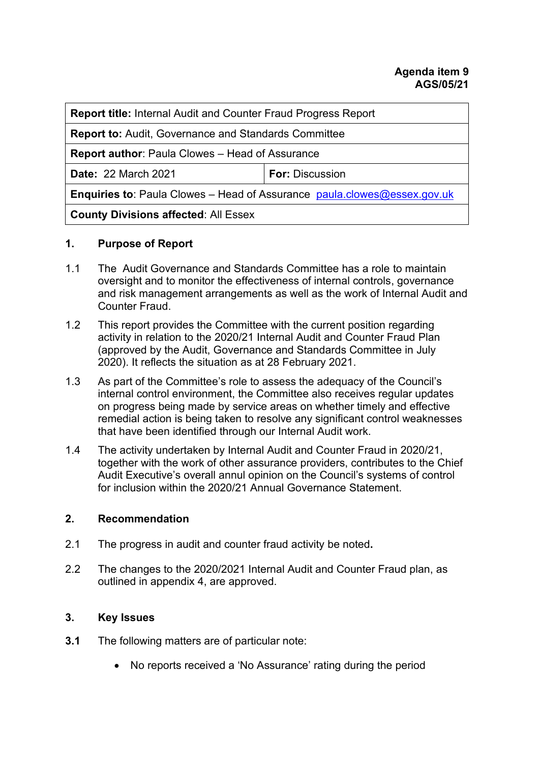**Agenda item 9**
**AGS/05/21**

| **Report title:** Internal Audit and Counter Fraud Progress Report | |
|---|---|
| **Report to:** Audit, Governance and Standards Committee | |
| **Report author**: Paula Clowes – Head of Assurance | |
| **Date:** 22 March 2021 | **For:** Discussion |
| **Enquiries to**: Paula Clowes – Head of Assurance [paula.clowes@essex.gov.uk](mailto:paula.clowes@essex.gov.uk) | |
| **County Divisions affected**: All Essex | |

## 1. Purpose of Report

1.1 The Audit Governance and Standards Committee has a role to maintain oversight and to monitor the effectiveness of internal controls, governance and risk management arrangements as well as the work of Internal Audit and Counter Fraud.

1.2 This report provides the Committee with the current position regarding activity in relation to the 2020/21 Internal Audit and Counter Fraud Plan (approved by the Audit, Governance and Standards Committee in July 2020). It reflects the situation as at 28 February 2021.

1.3 As part of the Committee's role to assess the adequacy of the Council's internal control environment, the Committee also receives regular updates on progress being made by service areas on whether timely and effective remedial action is being taken to resolve any significant control weaknesses that have been identified through our Internal Audit work.

1.4 The activity undertaken by Internal Audit and Counter Fraud in 2020/21, together with the work of other assurance providers, contributes to the Chief Audit Executive's overall annul opinion on the Council's systems of control for inclusion within the 2020/21 Annual Governance Statement.

## 2. Recommendation

2.1 The progress in audit and counter fraud activity be noted**.**

2.2 The changes to the 2020/2021 Internal Audit and Counter Fraud plan, as outlined in appendix 4, are approved.

## 3. Key Issues

**3.1** The following matters are of particular note:

- No reports received a 'No Assurance' rating during the period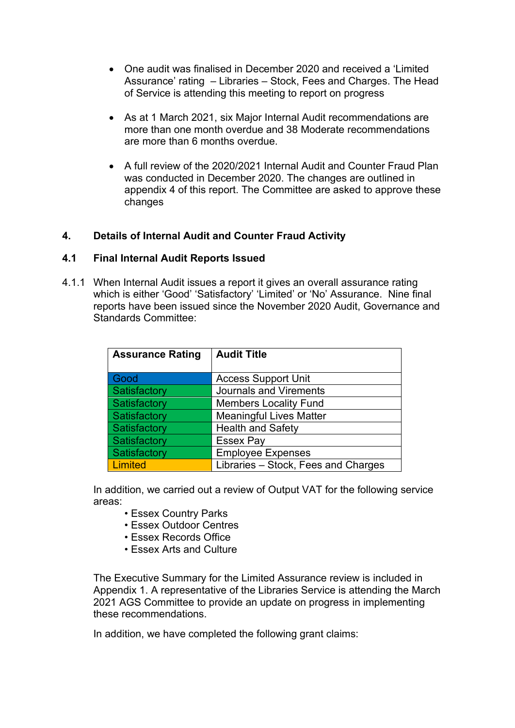- One audit was finalised in December 2020 and received a 'Limited Assurance' rating – Libraries – Stock, Fees and Charges. The Head of Service is attending this meeting to report on progress

- As at 1 March 2021, six Major Internal Audit recommendations are more than one month overdue and 38 Moderate recommendations are more than 6 months overdue.

- A full review of the 2020/2021 Internal Audit and Counter Fraud Plan was conducted in December 2020. The changes are outlined in appendix 4 of this report. The Committee are asked to approve these changes

## 4. Details of Internal Audit and Counter Fraud Activity

### 4.1 Final Internal Audit Reports Issued

4.1.1 When Internal Audit issues a report it gives an overall assurance rating which is either 'Good' 'Satisfactory' 'Limited' or 'No' Assurance. Nine final reports have been issued since the November 2020 Audit, Governance and Standards Committee:

| Assurance Rating | Audit Title |
|---|---|
| Good | Access Support Unit |
| Satisfactory | Journals and Virements |
| Satisfactory | Members Locality Fund |
| Satisfactory | Meaningful Lives Matter |
| Satisfactory | Health and Safety |
| Satisfactory | Essex Pay |
| Satisfactory | Employee Expenses |
| Limited | Libraries – Stock, Fees and Charges |

In addition, we carried out a review of Output VAT for the following service areas:

- Essex Country Parks
- Essex Outdoor Centres
- Essex Records Office
- Essex Arts and Culture

The Executive Summary for the Limited Assurance review is included in Appendix 1. A representative of the Libraries Service is attending the March 2021 AGS Committee to provide an update on progress in implementing these recommendations.

In addition, we have completed the following grant claims: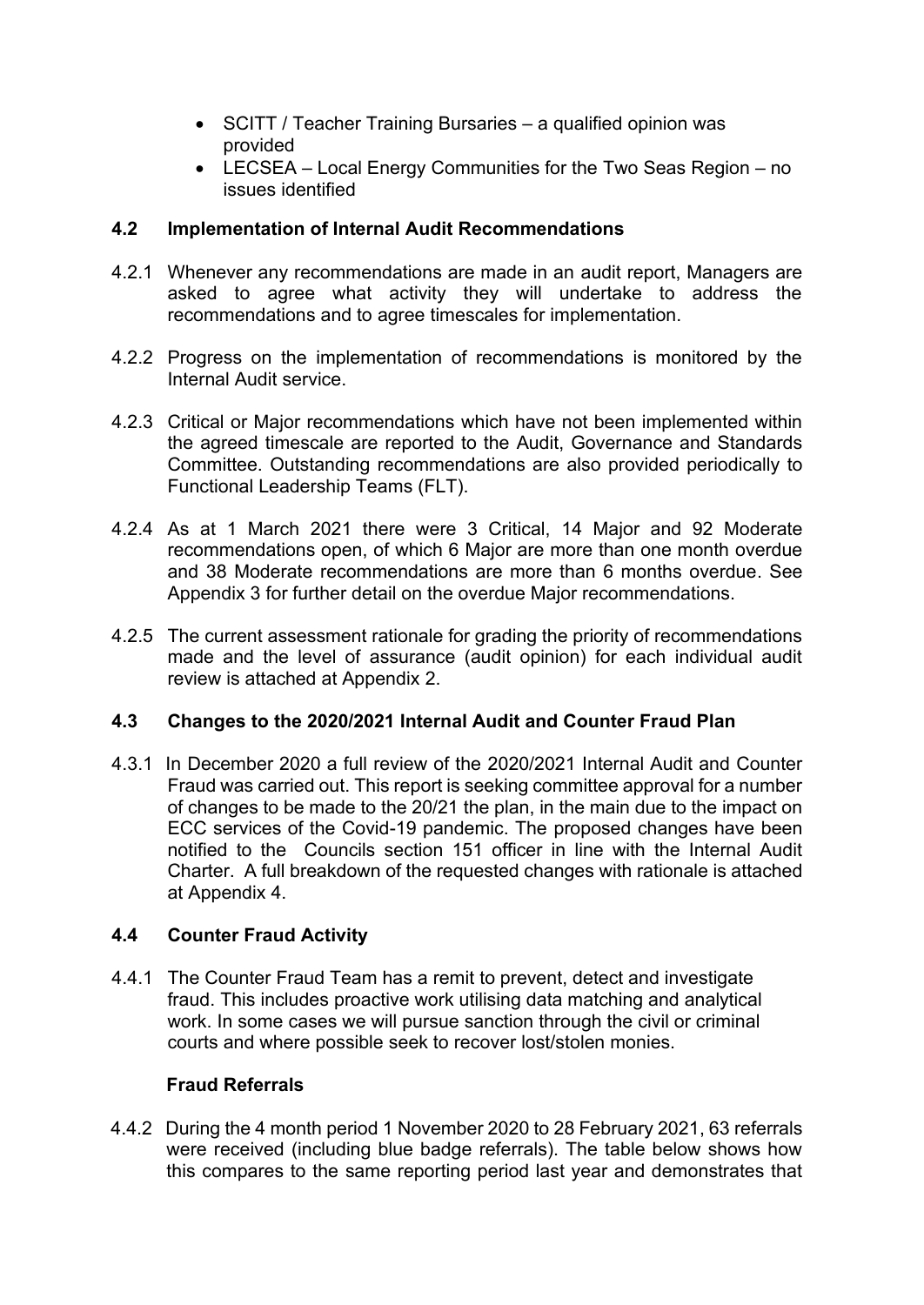- SCITT / Teacher Training Bursaries – a qualified opinion was provided
- LECSEA – Local Energy Communities for the Two Seas Region – no issues identified

### 4.2 Implementation of Internal Audit Recommendations

4.2.1 Whenever any recommendations are made in an audit report, Managers are asked to agree what activity they will undertake to address the recommendations and to agree timescales for implementation.

4.2.2 Progress on the implementation of recommendations is monitored by the Internal Audit service.

4.2.3 Critical or Major recommendations which have not been implemented within the agreed timescale are reported to the Audit, Governance and Standards Committee. Outstanding recommendations are also provided periodically to Functional Leadership Teams (FLT).

4.2.4 As at 1 March 2021 there were 3 Critical, 14 Major and 92 Moderate recommendations open, of which 6 Major are more than one month overdue and 38 Moderate recommendations are more than 6 months overdue. See Appendix 3 for further detail on the overdue Major recommendations.

4.2.5 The current assessment rationale for grading the priority of recommendations made and the level of assurance (audit opinion) for each individual audit review is attached at Appendix 2.

### 4.3 Changes to the 2020/2021 Internal Audit and Counter Fraud Plan

4.3.1 In December 2020 a full review of the 2020/2021 Internal Audit and Counter Fraud was carried out. This report is seeking committee approval for a number of changes to be made to the 20/21 the plan, in the main due to the impact on ECC services of the Covid-19 pandemic. The proposed changes have been notified to the Councils section 151 officer in line with the Internal Audit Charter. A full breakdown of the requested changes with rationale is attached at Appendix 4.

### 4.4 Counter Fraud Activity

4.4.1 The Counter Fraud Team has a remit to prevent, detect and investigate fraud. This includes proactive work utilising data matching and analytical work. In some cases we will pursue sanction through the civil or criminal courts and where possible seek to recover lost/stolen monies.

**Fraud Referrals**

4.4.2 During the 4 month period 1 November 2020 to 28 February 2021, 63 referrals were received (including blue badge referrals). The table below shows how this compares to the same reporting period last year and demonstrates that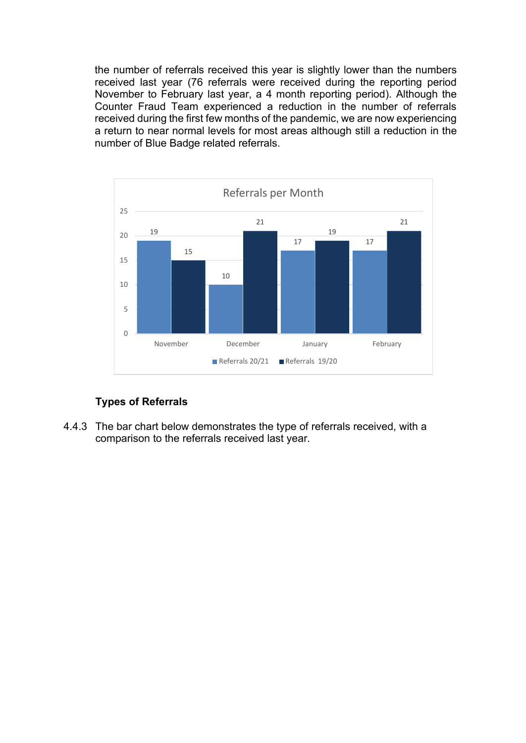the number of referrals received this year is slightly lower than the numbers received last year (76 referrals were received during the reporting period November to February last year, a 4 month reporting period). Although the Counter Fraud Team experienced a reduction in the number of referrals received during the first few months of the pandemic, we are now experiencing a return to near normal levels for most areas although still a reduction in the number of Blue Badge related referrals.

**Referrals per Month**

| Month | Referrals 20/21 | Referrals 19/20 |
|---|---|---|
| November | 19 | 15 |
| December | 10 | 21 |
| January | 17 | 19 |
| February | 17 | 21 |

### Types of Referrals

4.4.3 The bar chart below demonstrates the type of referrals received, with a comparison to the referrals received last year.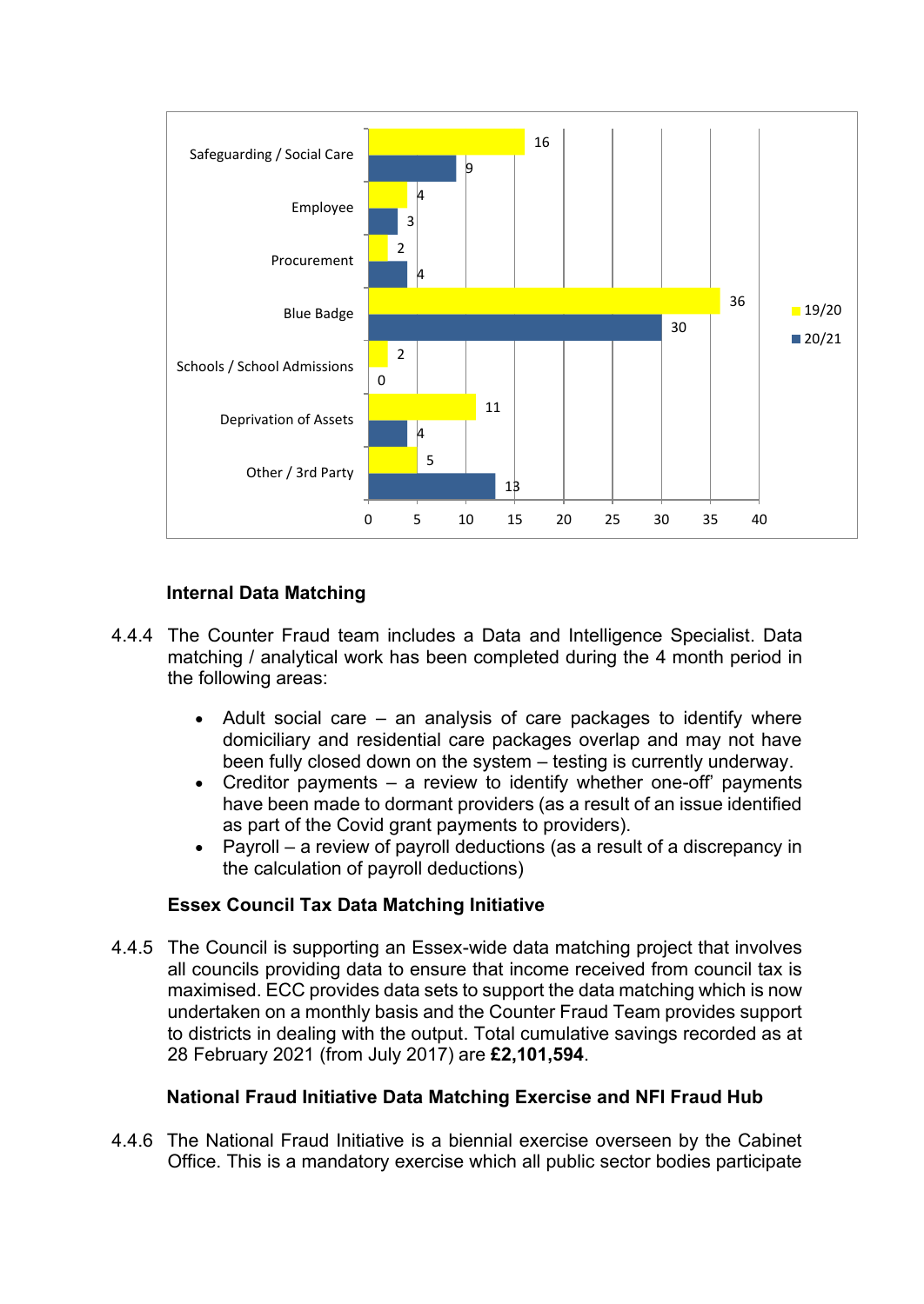| Category | 19/20 | 20/21 |
|---|---|---|
| Safeguarding / Social Care | 16 | 9 |
| Employee | 4 | 3 |
| Procurement | 2 | 4 |
| Blue Badge | 36 | 30 |
| Schools / School Admissions | 2 | 0 |
| Deprivation of Assets | 11 | 4 |
| Other / 3rd Party | 5 | 13 |

### Internal Data Matching

4.4.4 The Counter Fraud team includes a Data and Intelligence Specialist. Data matching / analytical work has been completed during the 4 month period in the following areas:

- Adult social care – an analysis of care packages to identify where domiciliary and residential care packages overlap and may not have been fully closed down on the system – testing is currently underway.
- Creditor payments – a review to identify whether one-off' payments have been made to dormant providers (as a result of an issue identified as part of the Covid grant payments to providers).
- Payroll – a review of payroll deductions (as a result of a discrepancy in the calculation of payroll deductions)

### Essex Council Tax Data Matching Initiative

4.4.5 The Council is supporting an Essex-wide data matching project that involves all councils providing data to ensure that income received from council tax is maximised. ECC provides data sets to support the data matching which is now undertaken on a monthly basis and the Counter Fraud Team provides support to districts in dealing with the output. Total cumulative savings recorded as at 28 February 2021 (from July 2017) are **£2,101,594**.

### National Fraud Initiative Data Matching Exercise and NFI Fraud Hub

4.4.6 The National Fraud Initiative is a biennial exercise overseen by the Cabinet Office. This is a mandatory exercise which all public sector bodies participate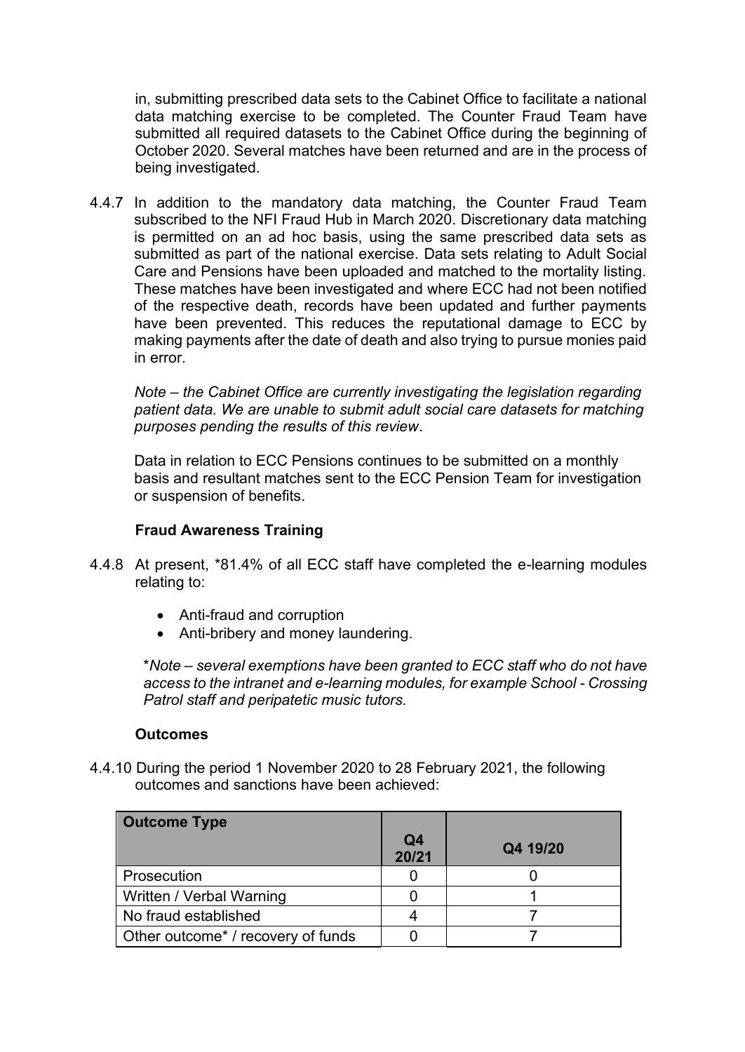in, submitting prescribed data sets to the Cabinet Office to facilitate a national data matching exercise to be completed. The Counter Fraud Team have submitted all required datasets to the Cabinet Office during the beginning of October 2020. Several matches have been returned and are in the process of being investigated.

4.4.7 In addition to the mandatory data matching, the Counter Fraud Team subscribed to the NFI Fraud Hub in March 2020. Discretionary data matching is permitted on an ad hoc basis, using the same prescribed data sets as submitted as part of the national exercise. Data sets relating to Adult Social Care and Pensions have been uploaded and matched to the mortality listing. These matches have been investigated and where ECC had not been notified of the respective death, records have been updated and further payments have been prevented. This reduces the reputational damage to ECC by making payments after the date of death and also trying to pursue monies paid in error.

*Note – the Cabinet Office are currently investigating the legislation regarding patient data. We are unable to submit adult social care datasets for matching purposes pending the results of this review*.

Data in relation to ECC Pensions continues to be submitted on a monthly basis and resultant matches sent to the ECC Pension Team for investigation or suspension of benefits.

**Fraud Awareness Training**

4.4.8 At present, *81.4% of all ECC staff have completed the e-learning modules relating to:

- Anti-fraud and corruption
- Anti-bribery and money laundering.

**Note – several exemptions have been granted to ECC staff who do not have access to the intranet and e-learning modules, for example School - Crossing Patrol staff and peripatetic music tutors.*

**Outcomes**

4.4.10 During the period 1 November 2020 to 28 February 2021, the following outcomes and sanctions have been achieved:

| Outcome Type | Q4 20/21 | Q4 19/20 |
|---|---|---|
| Prosecution | 0 | 0 |
| Written / Verbal Warning | 0 | 1 |
| No fraud established | 4 | 7 |
| Other outcome* / recovery of funds | 0 | 7 |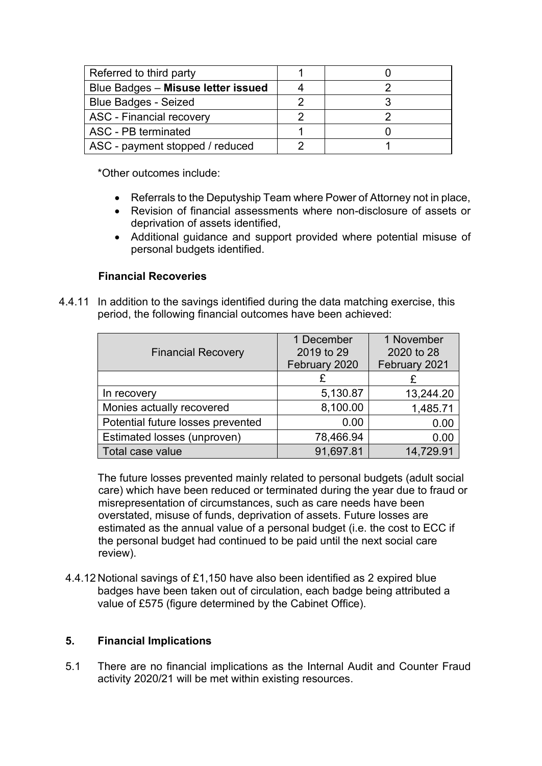| | | |
|---|---|---|
| Referred to third party | 1 | 0 |
| Blue Badges – **Misuse letter issued** | 4 | 2 |
| Blue Badges - Seized | 2 | 3 |
| ASC - Financial recovery | 2 | 2 |
| ASC - PB terminated | 1 | 0 |
| ASC - payment stopped / reduced | 2 | 1 |

*Other outcomes include:

- Referrals to the Deputyship Team where Power of Attorney not in place,
- Revision of financial assessments where non-disclosure of assets or deprivation of assets identified,
- Additional guidance and support provided where potential misuse of personal budgets identified.

**Financial Recoveries**

4.4.11 In addition to the savings identified during the data matching exercise, this period, the following financial outcomes have been achieved:

| Financial Recovery | 1 December 2019 to 29 February 2020 | 1 November 2020 to 28 February 2021 |
|---|---|---|
| | £ | £ |
| In recovery | 5,130.87 | 13,244.20 |
| Monies actually recovered | 8,100.00 | 1,485.71 |
| Potential future losses prevented | 0.00 | 0.00 |
| Estimated losses (unproven) | 78,466.94 | 0.00 |
| Total case value | 91,697.81 | 14,729.91 |

The future losses prevented mainly related to personal budgets (adult social care) which have been reduced or terminated during the year due to fraud or misrepresentation of circumstances, such as care needs have been overstated, misuse of funds, deprivation of assets. Future losses are estimated as the annual value of a personal budget (i.e. the cost to ECC if the personal budget had continued to be paid until the next social care review).

4.4.12 Notional savings of £1,150 have also been identified as 2 expired blue badges have been taken out of circulation, each badge being attributed a value of £575 (figure determined by the Cabinet Office).

## 5. Financial Implications

5.1 There are no financial implications as the Internal Audit and Counter Fraud activity 2020/21 will be met within existing resources.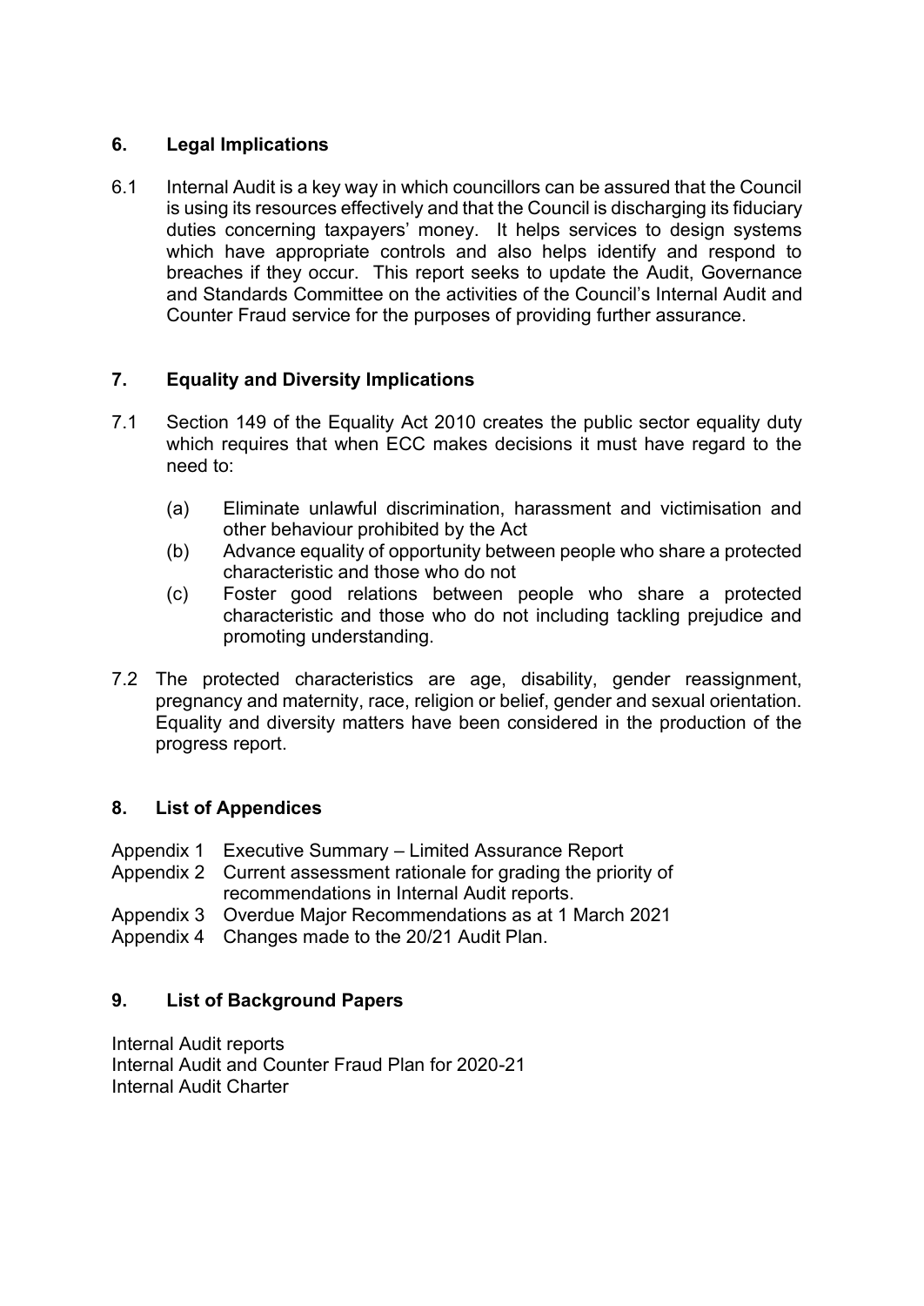## 6. Legal Implications

6.1 Internal Audit is a key way in which councillors can be assured that the Council is using its resources effectively and that the Council is discharging its fiduciary duties concerning taxpayers' money. It helps services to design systems which have appropriate controls and also helps identify and respond to breaches if they occur. This report seeks to update the Audit, Governance and Standards Committee on the activities of the Council's Internal Audit and Counter Fraud service for the purposes of providing further assurance.

## 7. Equality and Diversity Implications

7.1 Section 149 of the Equality Act 2010 creates the public sector equality duty which requires that when ECC makes decisions it must have regard to the need to:

(a) Eliminate unlawful discrimination, harassment and victimisation and other behaviour prohibited by the Act
(b) Advance equality of opportunity between people who share a protected characteristic and those who do not
(c) Foster good relations between people who share a protected characteristic and those who do not including tackling prejudice and promoting understanding.

7.2 The protected characteristics are age, disability, gender reassignment, pregnancy and maternity, race, religion or belief, gender and sexual orientation. Equality and diversity matters have been considered in the production of the progress report.

## 8. List of Appendices

Appendix 1 Executive Summary – Limited Assurance Report
Appendix 2 Current assessment rationale for grading the priority of recommendations in Internal Audit reports.
Appendix 3 Overdue Major Recommendations as at 1 March 2021
Appendix 4 Changes made to the 20/21 Audit Plan.

## 9. List of Background Papers

Internal Audit reports
Internal Audit and Counter Fraud Plan for 2020-21
Internal Audit Charter